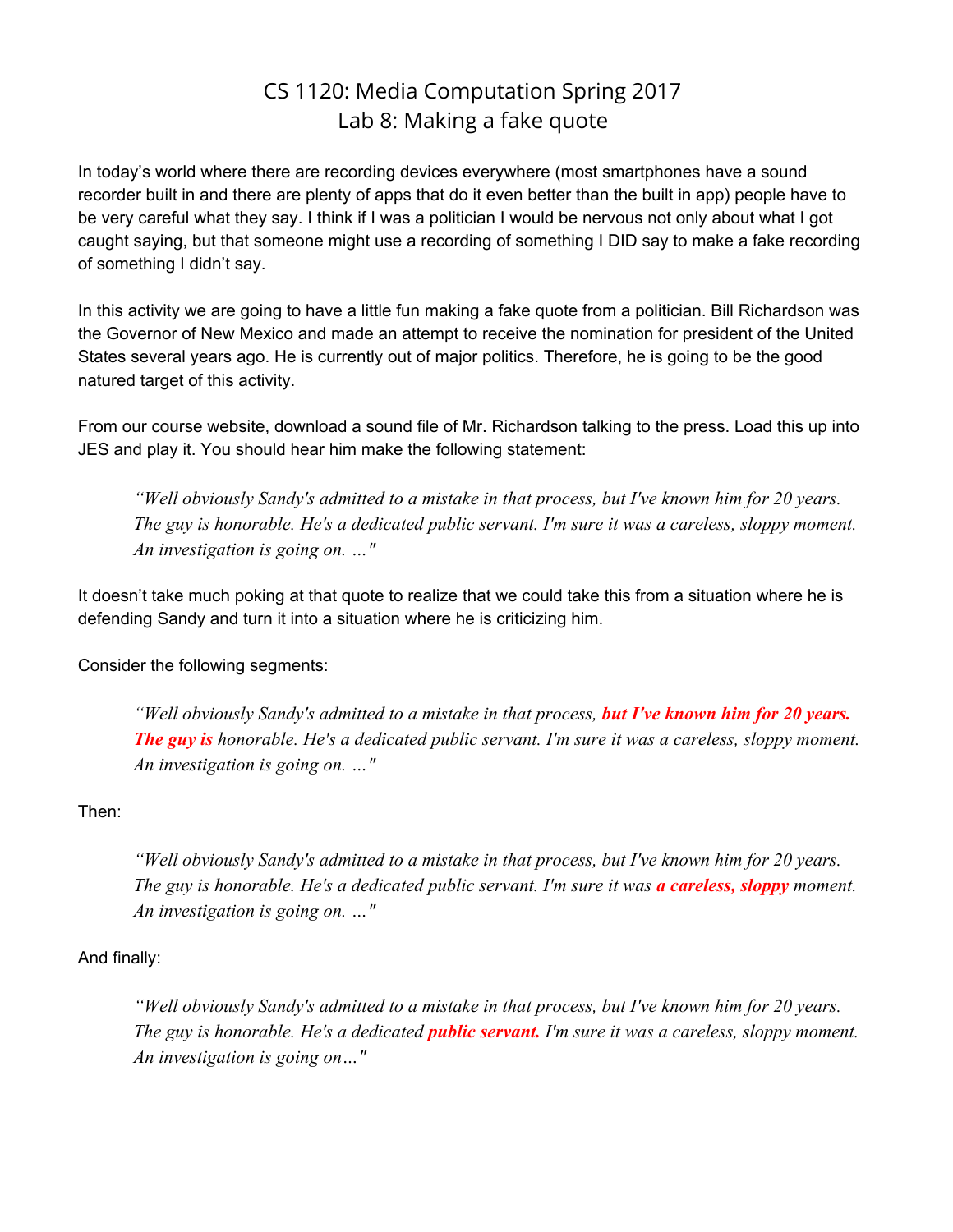# CS 1120: Media Computation Spring 2017
## Lab 8: Making a fake quote

In today's world where there are recording devices everywhere (most smartphones have a sound recorder built in and there are plenty of apps that do it even better than the built in app) people have to be very careful what they say. I think if I was a politician I would be nervous not only about what I got caught saying, but that someone might use a recording of something I DID say to make a fake recording of something I didn't say.

In this activity we are going to have a little fun making a fake quote from a politician. Bill Richardson was the Governor of New Mexico and made an attempt to receive the nomination for president of the United States several years ago. He is currently out of major politics. Therefore, he is going to be the good natured target of this activity.

From our course website, download a sound file of Mr. Richardson talking to the press. Load this up into JES and play it. You should hear him make the following statement:

> *"Well obviously Sandy's admitted to a mistake in that process, but I've known him for 20 years. The guy is honorable. He's a dedicated public servant. I'm sure it was a careless, sloppy moment. An investigation is going on. …"*

It doesn't take much poking at that quote to realize that we could take this from a situation where he is defending Sandy and turn it into a situation where he is criticizing him.

Consider the following segments:

> *"Well obviously Sandy's admitted to a mistake in that process,* ***but I've known him for 20 years. The guy is*** *honorable. He's a dedicated public servant. I'm sure it was a careless, sloppy moment. An investigation is going on. …"*

Then:

> *"Well obviously Sandy's admitted to a mistake in that process, but I've known him for 20 years. The guy is honorable. He's a dedicated public servant. I'm sure it was* ***a careless, sloppy*** *moment. An investigation is going on. …"*

And finally:

> *"Well obviously Sandy's admitted to a mistake in that process, but I've known him for 20 years. The guy is honorable. He's a dedicated* ***public servant.*** *I'm sure it was a careless, sloppy moment. An investigation is going on…"*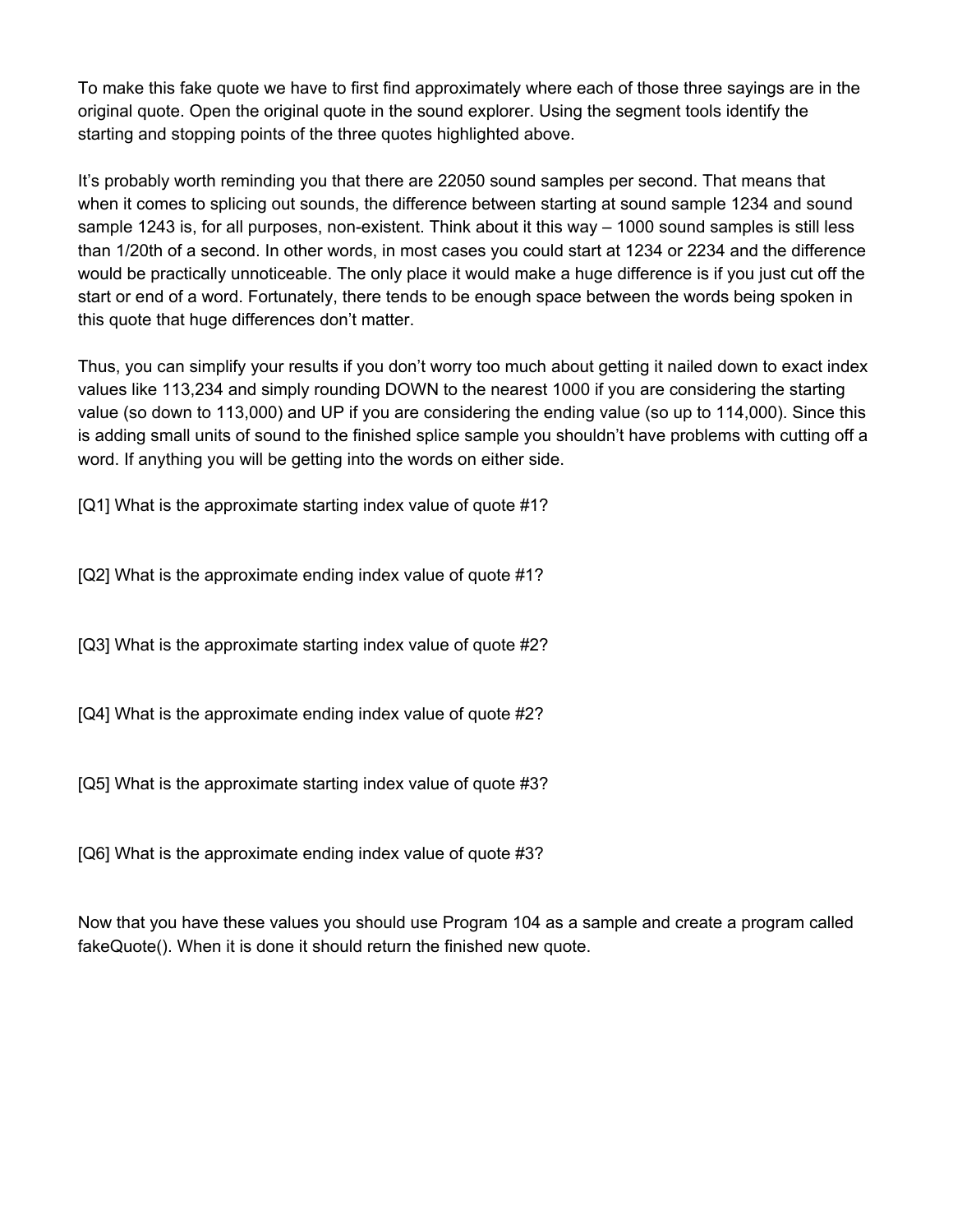To make this fake quote we have to first find approximately where each of those three sayings are in the original quote. Open the original quote in the sound explorer. Using the segment tools identify the starting and stopping points of the three quotes highlighted above.

It's probably worth reminding you that there are 22050 sound samples per second. That means that when it comes to splicing out sounds, the difference between starting at sound sample 1234 and sound sample 1243 is, for all purposes, non-existent. Think about it this way – 1000 sound samples is still less than 1/20th of a second. In other words, in most cases you could start at 1234 or 2234 and the difference would be practically unnoticeable. The only place it would make a huge difference is if you just cut off the start or end of a word. Fortunately, there tends to be enough space between the words being spoken in this quote that huge differences don't matter.

Thus, you can simplify your results if you don't worry too much about getting it nailed down to exact index values like 113,234 and simply rounding DOWN to the nearest 1000 if you are considering the starting value (so down to 113,000) and UP if you are considering the ending value (so up to 114,000). Since this is adding small units of sound to the finished splice sample you shouldn't have problems with cutting off a word. If anything you will be getting into the words on either side.

[Q1] What is the approximate starting index value of quote #1?

[Q2] What is the approximate ending index value of quote #1?

[Q3] What is the approximate starting index value of quote #2?

[Q4] What is the approximate ending index value of quote #2?

[Q5] What is the approximate starting index value of quote #3?

[Q6] What is the approximate ending index value of quote #3?

Now that you have these values you should use Program 104 as a sample and create a program called fakeQuote(). When it is done it should return the finished new quote.